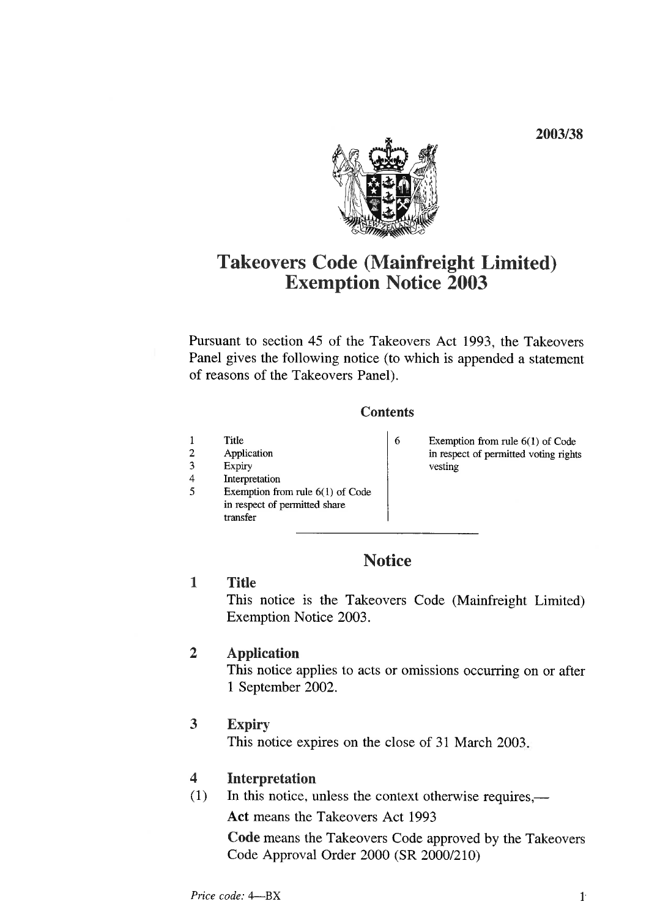2003/38

# Takeovers Code (Mainfreight Limited) Exemption Notice 2003

Pursuant to section 45 of the Takeovers Act 1993, the Takeovers Panel gives the following notice (to which is appended a statement of reasons of the Takeovers Panel).

## Contents

1. Title
2. Application
3. Expiry
4. Interpretation
5. Exemption from rule 6(1) of Code in respect of permitted share transfer
6. Exemption from rule 6(1) of Code in respect of permitted voting rights vesting

## Notice

### 1 Title

This notice is the Takeovers Code (Mainfreight Limited) Exemption Notice 2003.

### 2 Application

This notice applies to acts or omissions occurring on or after 1 September 2002.

### 3 Expiry

This notice expires on the close of 31 March 2003.

### 4 Interpretation

(1) In this notice, unless the context otherwise requires,—

**Act** means the Takeovers Act 1993

**Code** means the Takeovers Code approved by the Takeovers Code Approval Order 2000 (SR 2000/210)

*Price code:* 4—BX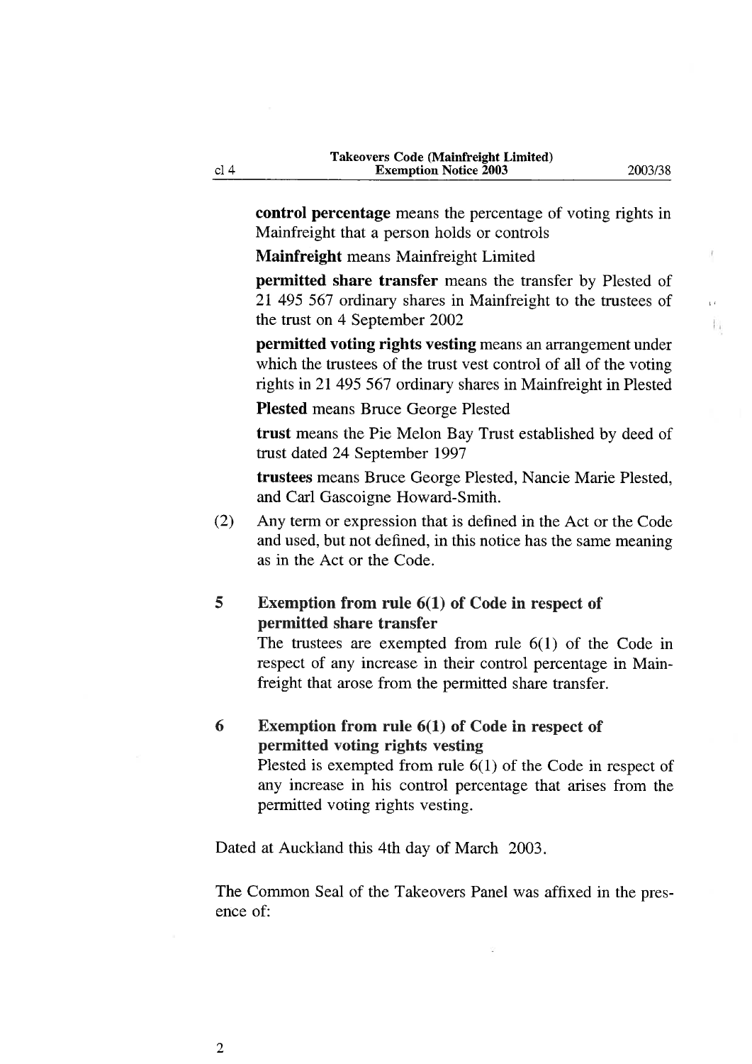**control percentage** means the percentage of voting rights in Mainfreight that a person holds or controls

**Mainfreight** means Mainfreight Limited

**permitted share transfer** means the transfer by Plested of 21 495 567 ordinary shares in Mainfreight to the trustees of the trust on 4 September 2002

**permitted voting rights vesting** means an arrangement under which the trustees of the trust vest control of all of the voting rights in 21 495 567 ordinary shares in Mainfreight in Plested

**Plested** means Bruce George Plested

**trust** means the Pie Melon Bay Trust established by deed of trust dated 24 September 1997

**trustees** means Bruce George Plested, Nancie Marie Plested, and Carl Gascoigne Howard-Smith.

(2) Any term or expression that is defined in the Act or the Code and used, but not defined, in this notice has the same meaning as in the Act or the Code.

### 5 Exemption from rule 6(1) of Code in respect of permitted share transfer

The trustees are exempted from rule 6(1) of the Code in respect of any increase in their control percentage in Mainfreight that arose from the permitted share transfer.

### 6 Exemption from rule 6(1) of Code in respect of permitted voting rights vesting

Plested is exempted from rule 6(1) of the Code in respect of any increase in his control percentage that arises from the permitted voting rights vesting.

Dated at Auckland this 4th day of March 2003.

The Common Seal of the Takeovers Panel was affixed in the presence of: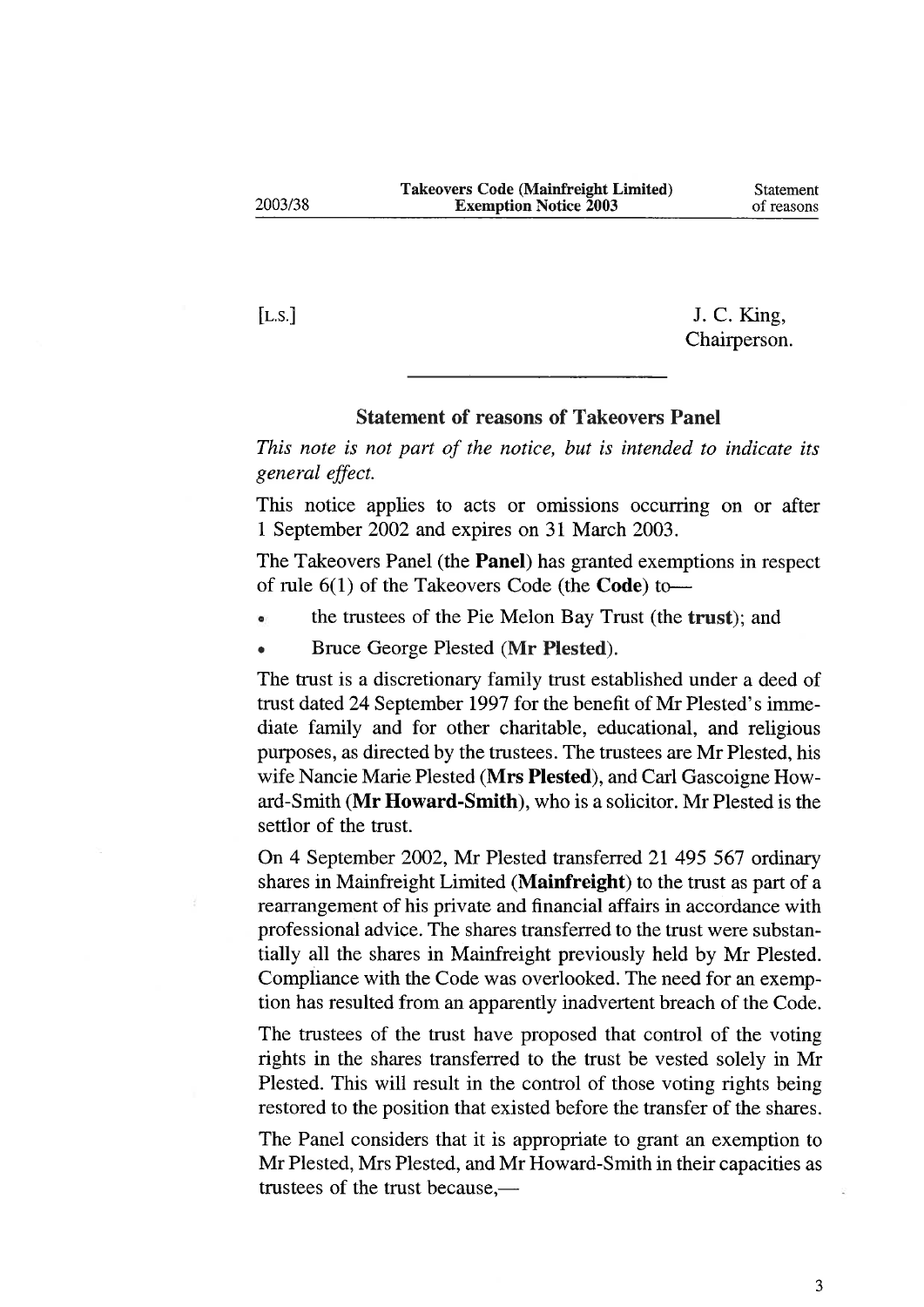[L.S.]

J. C. King,
Chairperson.

---

## Statement of reasons of Takeovers Panel

*This note is not part of the notice, but is intended to indicate its general effect.*

This notice applies to acts or omissions occurring on or after 1 September 2002 and expires on 31 March 2003.

The Takeovers Panel (the **Panel**) has granted exemptions in respect of rule 6(1) of the Takeovers Code (the **Code**) to—

- the trustees of the Pie Melon Bay Trust (the **trust**); and
- Bruce George Plested (**Mr Plested**).

The trust is a discretionary family trust established under a deed of trust dated 24 September 1997 for the benefit of Mr Plested's immediate family and for other charitable, educational, and religious purposes, as directed by the trustees. The trustees are Mr Plested, his wife Nancie Marie Plested (**Mrs Plested**), and Carl Gascoigne Howard-Smith (**Mr Howard-Smith**), who is a solicitor. Mr Plested is the settlor of the trust.

On 4 September 2002, Mr Plested transferred 21 495 567 ordinary shares in Mainfreight Limited (**Mainfreight**) to the trust as part of a rearrangement of his private and financial affairs in accordance with professional advice. The shares transferred to the trust were substantially all the shares in Mainfreight previously held by Mr Plested. Compliance with the Code was overlooked. The need for an exemption has resulted from an apparently inadvertent breach of the Code.

The trustees of the trust have proposed that control of the voting rights in the shares transferred to the trust be vested solely in Mr Plested. This will result in the control of those voting rights being restored to the position that existed before the transfer of the shares.

The Panel considers that it is appropriate to grant an exemption to Mr Plested, Mrs Plested, and Mr Howard-Smith in their capacities as trustees of the trust because,—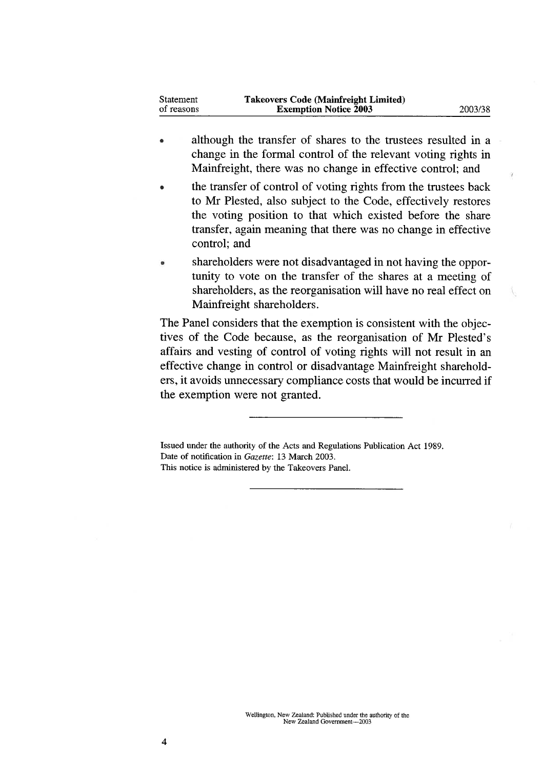- although the transfer of shares to the trustees resulted in a change in the formal control of the relevant voting rights in Mainfreight, there was no change in effective control; and
- the transfer of control of voting rights from the trustees back to Mr Plested, also subject to the Code, effectively restores the voting position to that which existed before the share transfer, again meaning that there was no change in effective control; and
- shareholders were not disadvantaged in not having the opportunity to vote on the transfer of the shares at a meeting of shareholders, as the reorganisation will have no real effect on Mainfreight shareholders.

The Panel considers that the exemption is consistent with the objectives of the Code because, as the reorganisation of Mr Plested's affairs and vesting of control of voting rights will not result in an effective change in control or disadvantage Mainfreight shareholders, it avoids unnecessary compliance costs that would be incurred if the exemption were not granted.

---

Issued under the authority of the Acts and Regulations Publication Act 1989.
Date of notification in *Gazette*: 13 March 2003.
This notice is administered by the Takeovers Panel.

---

Wellington, New Zealand: Published under the authority of the New Zealand Government—2003